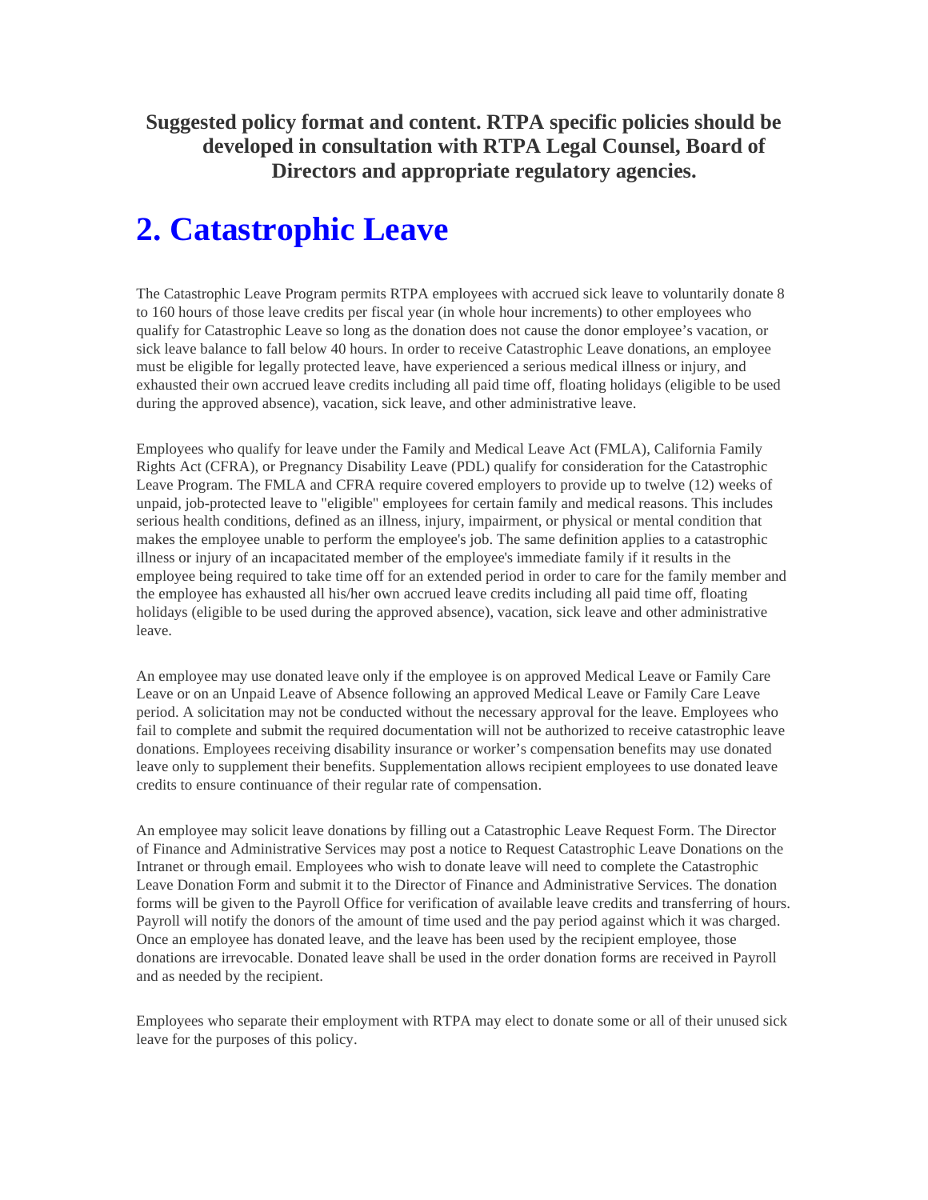**Suggested policy format and content. RTPA specific policies should be developed in consultation with RTPA Legal Counsel, Board of Directors and appropriate regulatory agencies.**

# 2. Catastrophic Leave

The Catastrophic Leave Program permits RTPA employees with accrued sick leave to voluntarily donate 8 to 160 hours of those leave credits per fiscal year (in whole hour increments) to other employees who qualify for Catastrophic Leave so long as the donation does not cause the donor employee's vacation, or sick leave balance to fall below 40 hours. In order to receive Catastrophic Leave donations, an employee must be eligible for legally protected leave, have experienced a serious medical illness or injury, and exhausted their own accrued leave credits including all paid time off, floating holidays (eligible to be used during the approved absence), vacation, sick leave, and other administrative leave.

Employees who qualify for leave under the Family and Medical Leave Act (FMLA), California Family Rights Act (CFRA), or Pregnancy Disability Leave (PDL) qualify for consideration for the Catastrophic Leave Program. The FMLA and CFRA require covered employers to provide up to twelve (12) weeks of unpaid, job-protected leave to "eligible" employees for certain family and medical reasons. This includes serious health conditions, defined as an illness, injury, impairment, or physical or mental condition that makes the employee unable to perform the employee's job. The same definition applies to a catastrophic illness or injury of an incapacitated member of the employee's immediate family if it results in the employee being required to take time off for an extended period in order to care for the family member and the employee has exhausted all his/her own accrued leave credits including all paid time off, floating holidays (eligible to be used during the approved absence), vacation, sick leave and other administrative leave.

An employee may use donated leave only if the employee is on approved Medical Leave or Family Care Leave or on an Unpaid Leave of Absence following an approved Medical Leave or Family Care Leave period. A solicitation may not be conducted without the necessary approval for the leave. Employees who fail to complete and submit the required documentation will not be authorized to receive catastrophic leave donations. Employees receiving disability insurance or worker's compensation benefits may use donated leave only to supplement their benefits. Supplementation allows recipient employees to use donated leave credits to ensure continuance of their regular rate of compensation.

An employee may solicit leave donations by filling out a Catastrophic Leave Request Form. The Director of Finance and Administrative Services may post a notice to Request Catastrophic Leave Donations on the Intranet or through email. Employees who wish to donate leave will need to complete the Catastrophic Leave Donation Form and submit it to the Director of Finance and Administrative Services. The donation forms will be given to the Payroll Office for verification of available leave credits and transferring of hours. Payroll will notify the donors of the amount of time used and the pay period against which it was charged. Once an employee has donated leave, and the leave has been used by the recipient employee, those donations are irrevocable. Donated leave shall be used in the order donation forms are received in Payroll and as needed by the recipient.

Employees who separate their employment with RTPA may elect to donate some or all of their unused sick leave for the purposes of this policy.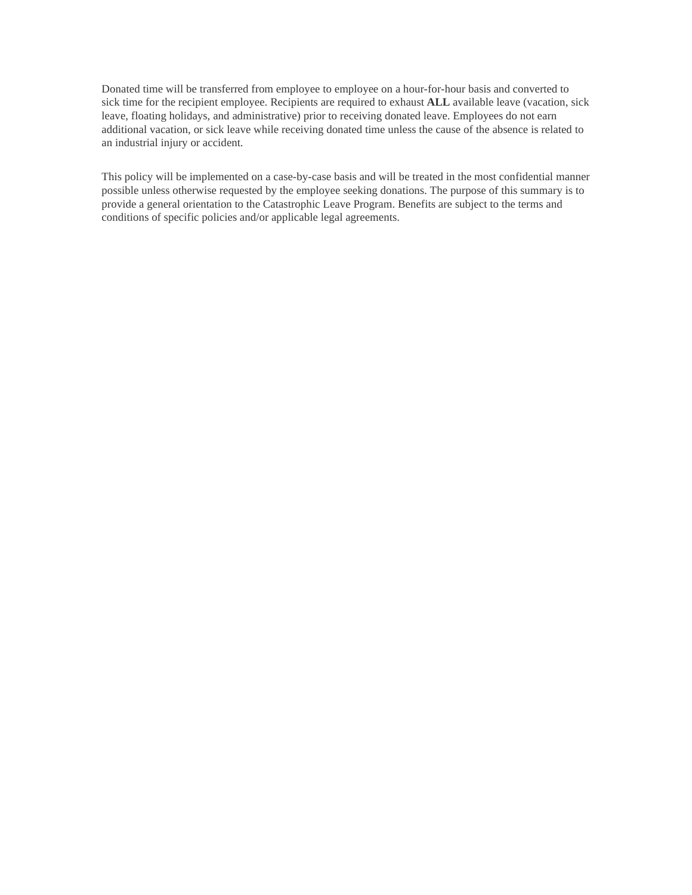Donated time will be transferred from employee to employee on a hour-for-hour basis and converted to sick time for the recipient employee. Recipients are required to exhaust **ALL** available leave (vacation, sick leave, floating holidays, and administrative) prior to receiving donated leave. Employees do not earn additional vacation, or sick leave while receiving donated time unless the cause of the absence is related to an industrial injury or accident.

This policy will be implemented on a case-by-case basis and will be treated in the most confidential manner possible unless otherwise requested by the employee seeking donations. The purpose of this summary is to provide a general orientation to the Catastrophic Leave Program. Benefits are subject to the terms and conditions of specific policies and/or applicable legal agreements.